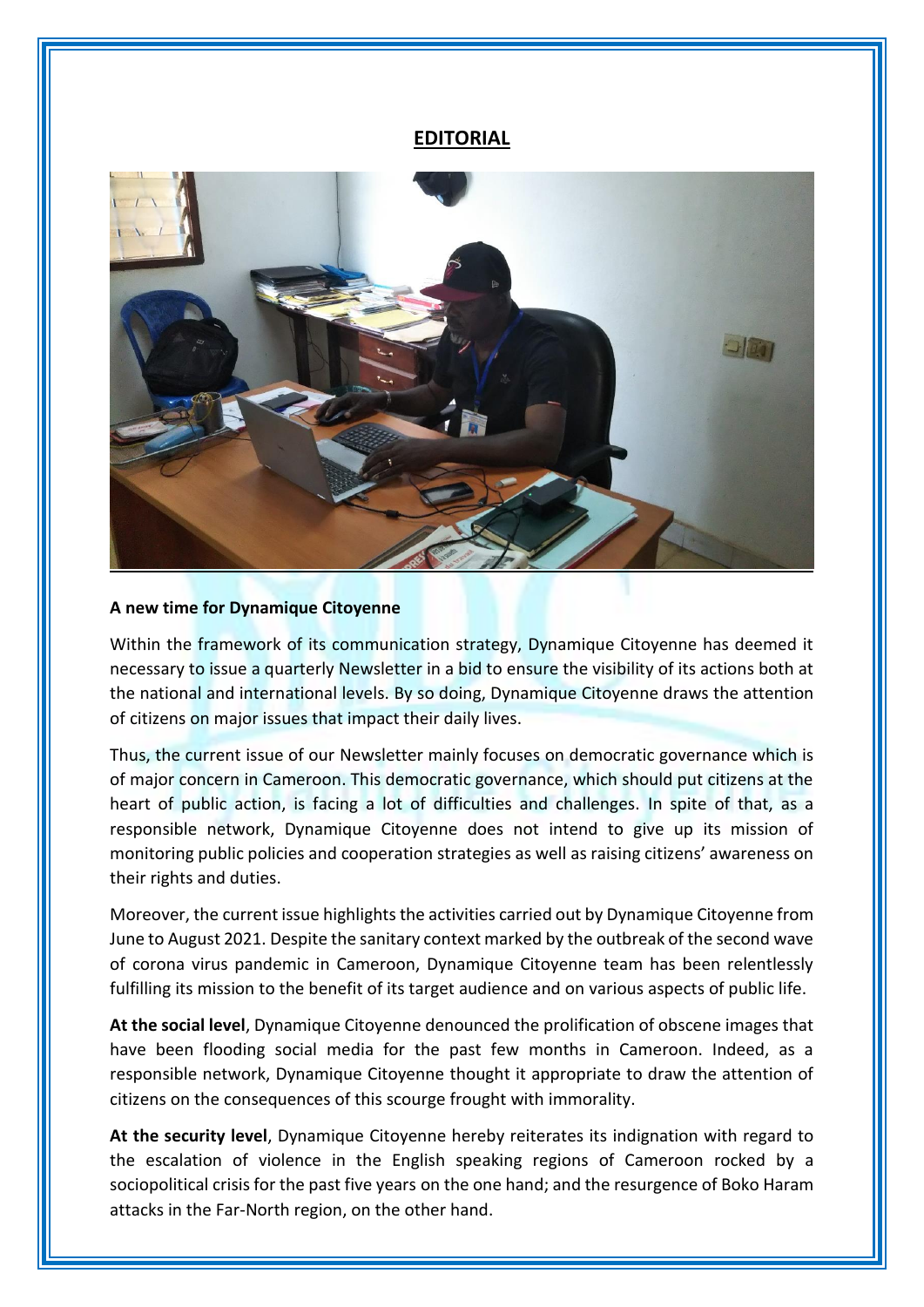# EDITORIAL

**A new time for Dynamique Citoyenne**

Within the framework of its communication strategy, Dynamique Citoyenne has deemed it necessary to issue a quarterly Newsletter in a bid to ensure the visibility of its actions both at the national and international levels. By so doing, Dynamique Citoyenne draws the attention of citizens on major issues that impact their daily lives.

Thus, the current issue of our Newsletter mainly focuses on democratic governance which is of major concern in Cameroon. This democratic governance, which should put citizens at the heart of public action, is facing a lot of difficulties and challenges. In spite of that, as a responsible network, Dynamique Citoyenne does not intend to give up its mission of monitoring public policies and cooperation strategies as well as raising citizens' awareness on their rights and duties.

Moreover, the current issue highlights the activities carried out by Dynamique Citoyenne from June to August 2021. Despite the sanitary context marked by the outbreak of the second wave of corona virus pandemic in Cameroon, Dynamique Citoyenne team has been relentlessly fulfilling its mission to the benefit of its target audience and on various aspects of public life.

**At the social level**, Dynamique Citoyenne denounced the prolification of obscene images that have been flooding social media for the past few months in Cameroon. Indeed, as a responsible network, Dynamique Citoyenne thought it appropriate to draw the attention of citizens on the consequences of this scourge frought with immorality.

**At the security level**, Dynamique Citoyenne hereby reiterates its indignation with regard to the escalation of violence in the English speaking regions of Cameroon rocked by a sociopolitical crisis for the past five years on the one hand; and the resurgence of Boko Haram attacks in the Far-North region, on the other hand.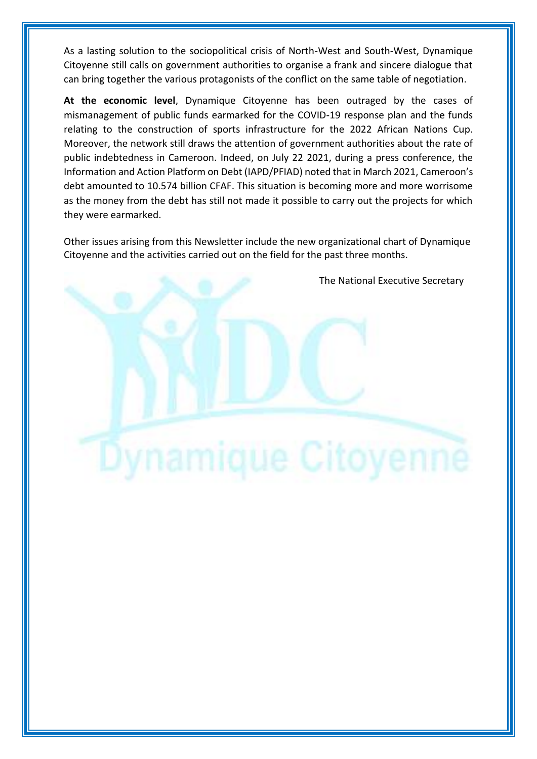As a lasting solution to the sociopolitical crisis of North-West and South-West, Dynamique Citoyenne still calls on government authorities to organise a frank and sincere dialogue that can bring together the various protagonists of the conflict on the same table of negotiation.

**At the economic level**, Dynamique Citoyenne has been outraged by the cases of mismanagement of public funds earmarked for the COVID-19 response plan and the funds relating to the construction of sports infrastructure for the 2022 African Nations Cup. Moreover, the network still draws the attention of government authorities about the rate of public indebtedness in Cameroon. Indeed, on July 22 2021, during a press conference, the Information and Action Platform on Debt (IAPD/PFIAD) noted that in March 2021, Cameroon's debt amounted to 10.574 billion CFAF. This situation is becoming more and more worrisome as the money from the debt has still not made it possible to carry out the projects for which they were earmarked.

Other issues arising from this Newsletter include the new organizational chart of Dynamique Citoyenne and the activities carried out on the field for the past three months.

The National Executive Secretary